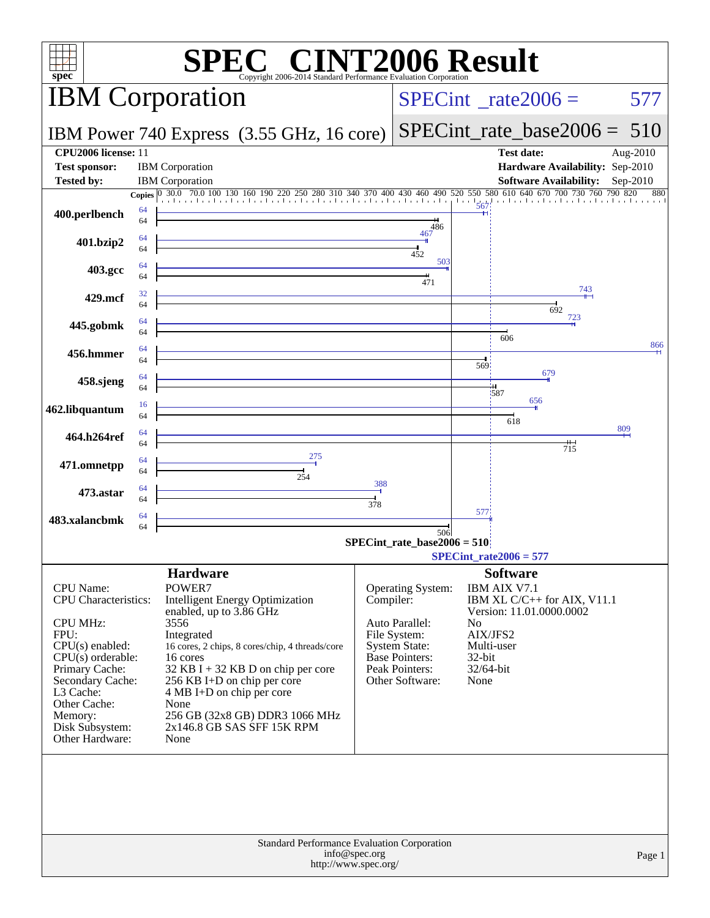# SPEC CINT2006 Result

Copyright 2006-2014 Standard Performance Evaluation Corporation

## IBM Corporation

IBM Power 740 Express (3.55 GHz, 16 core)

SPECint_rate2006 = 577

SPECint_rate_base2006 = 510

| | | | |
|---|---|---|---|
| **CPU2006 license:** 11 | | **Test date:** | Aug-2010 |
| **Test sponsor:** | IBM Corporation | **Hardware Availability:** | Sep-2010 |
| **Tested by:** | IBM Corporation | **Software Availability:** | Sep-2010 |

| Benchmark | Copies (peak) | Copies (base) | Peak | Base |
|---|---|---|---|---|
| 400.perlbench | 64 | 64 | 567 | 486 |
| 401.bzip2 | 64 | 64 | 467 | 452 |
| 403.gcc | 64 | 64 | 503 | 471 |
| 429.mcf | 32 | 64 | 743 | 692 |
| 445.gobmk | 64 | 64 | 723 | 606 |
| 456.hmmer | 64 | 64 | 866 | 569 |
| 458.sjeng | 64 | 64 | 679 | 587 |
| 462.libquantum | 16 | 64 | 656 | 618 |
| 464.h264ref | 64 | 64 | 809 | 715 |
| 471.omnetpp | 64 | 64 | 275 | 254 |
| 473.astar | 64 | 64 | 388 | 378 |
| 483.xalancbmk | 64 | 64 | 577 | 506 |

SPECint_rate_base2006 = 510

SPECint_rate2006 = 577

### Hardware

| | |
|---|---|
| CPU Name: | POWER7 |
| CPU Characteristics: | Intelligent Energy Optimization enabled, up to 3.86 GHz |
| CPU MHz: | 3556 |
| FPU: | Integrated |
| CPU(s) enabled: | 16 cores, 2 chips, 8 cores/chip, 4 threads/core |
| CPU(s) orderable: | 16 cores |
| Primary Cache: | 32 KB I + 32 KB D on chip per core |
| Secondary Cache: | 256 KB I+D on chip per core |
| L3 Cache: | 4 MB I+D on chip per core |
| Other Cache: | None |
| Memory: | 256 GB (32x8 GB) DDR3 1066 MHz |
| Disk Subsystem: | 2x146.8 GB SAS SFF 15K RPM |
| Other Hardware: | None |

### Software

| | |
|---|---|
| Operating System: | IBM AIX V7.1 |
| Compiler: | IBM XL C/C++ for AIX, V11.1 Version: 11.01.0000.0002 |
| Auto Parallel: | No |
| File System: | AIX/JFS2 |
| System State: | Multi-user |
| Base Pointers: | 32-bit |
| Peak Pointers: | 32/64-bit |
| Other Software: | None |

Standard Performance Evaluation Corporation
info@spec.org
http://www.spec.org/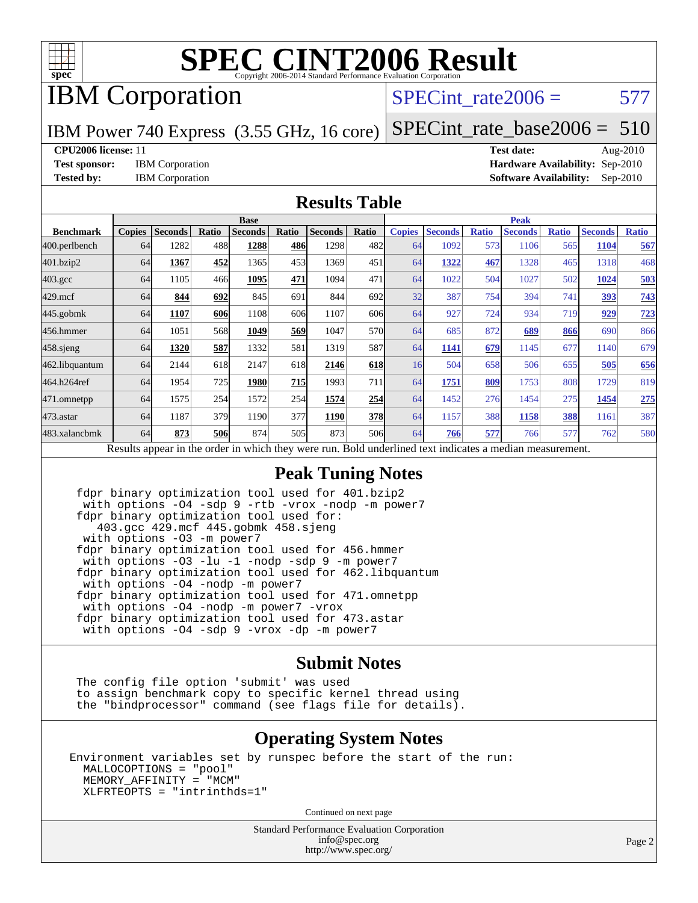# SPEC CINT2006 Result

Copyright 2006-2014 Standard Performance Evaluation Corporation

## IBM Corporation

**SPECint_rate2006 = 577**

IBM Power 740 Express (3.55 GHz, 16 core)

**SPECint_rate_base2006 = 510**

**CPU2006 license:** 11
**Test sponsor:** IBM Corporation
**Tested by:** IBM Corporation

**Test date:** Aug-2010
**Hardware Availability:** Sep-2010
**Software Availability:** Sep-2010

## Results Table

| | Base | | | | | | | Peak | | | | | | |
|---|---|---|---|---|---|---|---|---|---|---|---|---|---|---|
| **Benchmark** | **Copies** | **Seconds** | **Ratio** | **Seconds** | **Ratio** | **Seconds** | **Ratio** | **Copies** | **Seconds** | **Ratio** | **Seconds** | **Ratio** | **Seconds** | **Ratio** |
| 400.perlbench | 64 | 1282 | 488 | **1288** | **486** | 1298 | 482 | 64 | 1092 | 573 | 1106 | 565 | **1104** | **567** |
| 401.bzip2 | 64 | **1367** | **452** | 1365 | 453 | 1369 | 451 | 64 | **1322** | **467** | 1328 | 465 | 1318 | 468 |
| 403.gcc | 64 | 1105 | 466 | **1095** | **471** | 1094 | 471 | 64 | 1022 | 504 | 1027 | 502 | **1024** | **503** |
| 429.mcf | 64 | **844** | **692** | 845 | 691 | 844 | 692 | 32 | 387 | 754 | 394 | 741 | **393** | **743** |
| 445.gobmk | 64 | **1107** | **606** | 1108 | 606 | 1107 | 606 | 64 | 927 | 724 | 934 | 719 | **929** | **723** |
| 456.hmmer | 64 | 1051 | 568 | **1049** | **569** | 1047 | 570 | 64 | 685 | 872 | **689** | **866** | 690 | 866 |
| 458.sjeng | 64 | **1320** | **587** | 1332 | 581 | 1319 | 587 | 64 | **1141** | **679** | 1145 | 677 | 1140 | 679 |
| 462.libquantum | 64 | 2144 | 618 | 2147 | 618 | **2146** | **618** | 16 | 504 | 658 | 506 | 655 | **505** | **656** |
| 464.h264ref | 64 | 1954 | 725 | **1980** | **715** | 1993 | 711 | 64 | **1751** | **809** | 1753 | 808 | 1729 | 819 |
| 471.omnetpp | 64 | 1575 | 254 | 1572 | 254 | **1574** | **254** | 64 | 1452 | 276 | 1454 | 275 | **1454** | **275** |
| 473.astar | 64 | 1187 | 379 | 1190 | 377 | **1190** | **378** | 64 | 1157 | 388 | **1158** | **388** | 1161 | 387 |
| 483.xalancbmk | 64 | **873** | **506** | 874 | 505 | 873 | 506 | 64 | **766** | **577** | 766 | 577 | 762 | 580 |

Results appear in the order in which they were run. Bold underlined text indicates a median measurement.

## Peak Tuning Notes

```
fdpr binary optimization tool used for 401.bzip2
 with options -O4 -sdp 9 -rtb -vrox -nodp -m power7
fdpr binary optimization tool used for:
   403.gcc 429.mcf 445.gobmk 458.sjeng
 with options -O3 -m power7
fdpr binary optimization tool used for 456.hmmer
 with options -O3 -lu -1 -nodp -sdp 9 -m power7
fdpr binary optimization tool used for 462.libquantum
 with options -O4 -nodp -m power7
fdpr binary optimization tool used for 471.omnetpp
 with options -O4 -nodp -m power7 -vrox
fdpr binary optimization tool used for 473.astar
 with options -O4 -sdp 9 -vrox -dp -m power7
```

## Submit Notes

```
The config file option 'submit' was used
to assign benchmark copy to specific kernel thread using
the "bindprocessor" command (see flags file for details).
```

## Operating System Notes

```
Environment variables set by runspec before the start of the run:
  MALLOCOPTIONS = "pool"
  MEMORY_AFFINITY = "MCM"
  XLFRTEOPTS = "intrinthds=1"
```

Continued on next page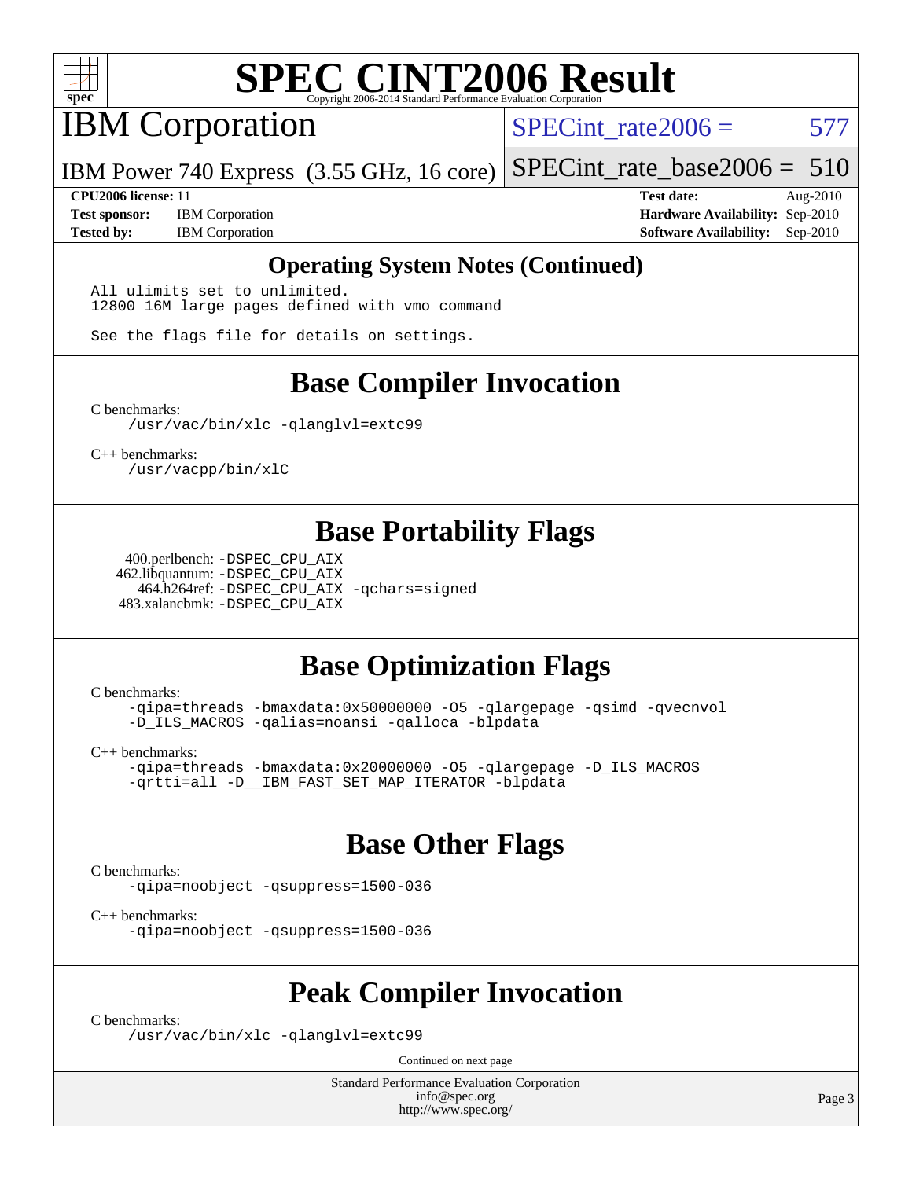## Operating System Notes (Continued)

```
All ulimits set to unlimited.
12800 16M large pages defined with vmo command

See the flags file for details on settings.
```

## Base Compiler Invocation

C benchmarks:

```
/usr/vac/bin/xlc -qlanglvl=extc99
```

C++ benchmarks:

```
/usr/vacpp/bin/xlC
```

## Base Portability Flags

400.perlbench: `-DSPEC_CPU_AIX`
462.libquantum: `-DSPEC_CPU_AIX`
464.h264ref: `-DSPEC_CPU_AIX -qchars=signed`
483.xalancbmk: `-DSPEC_CPU_AIX`

## Base Optimization Flags

C benchmarks:

```
-qipa=threads -bmaxdata:0x50000000 -O5 -qlargepage -qsimd -qvecnvol
-D_ILS_MACROS -qalias=noansi -qalloca -blpdata
```

C++ benchmarks:

```
-qipa=threads -bmaxdata:0x20000000 -O5 -qlargepage -D_ILS_MACROS
-qrtti=all -D__IBM_FAST_SET_MAP_ITERATOR -blpdata
```

## Base Other Flags

C benchmarks:

```
-qipa=noobject -qsuppress=1500-036
```

C++ benchmarks:

```
-qipa=noobject -qsuppress=1500-036
```

## Peak Compiler Invocation

C benchmarks:

```
/usr/vac/bin/xlc -qlanglvl=extc99
```

Continued on next page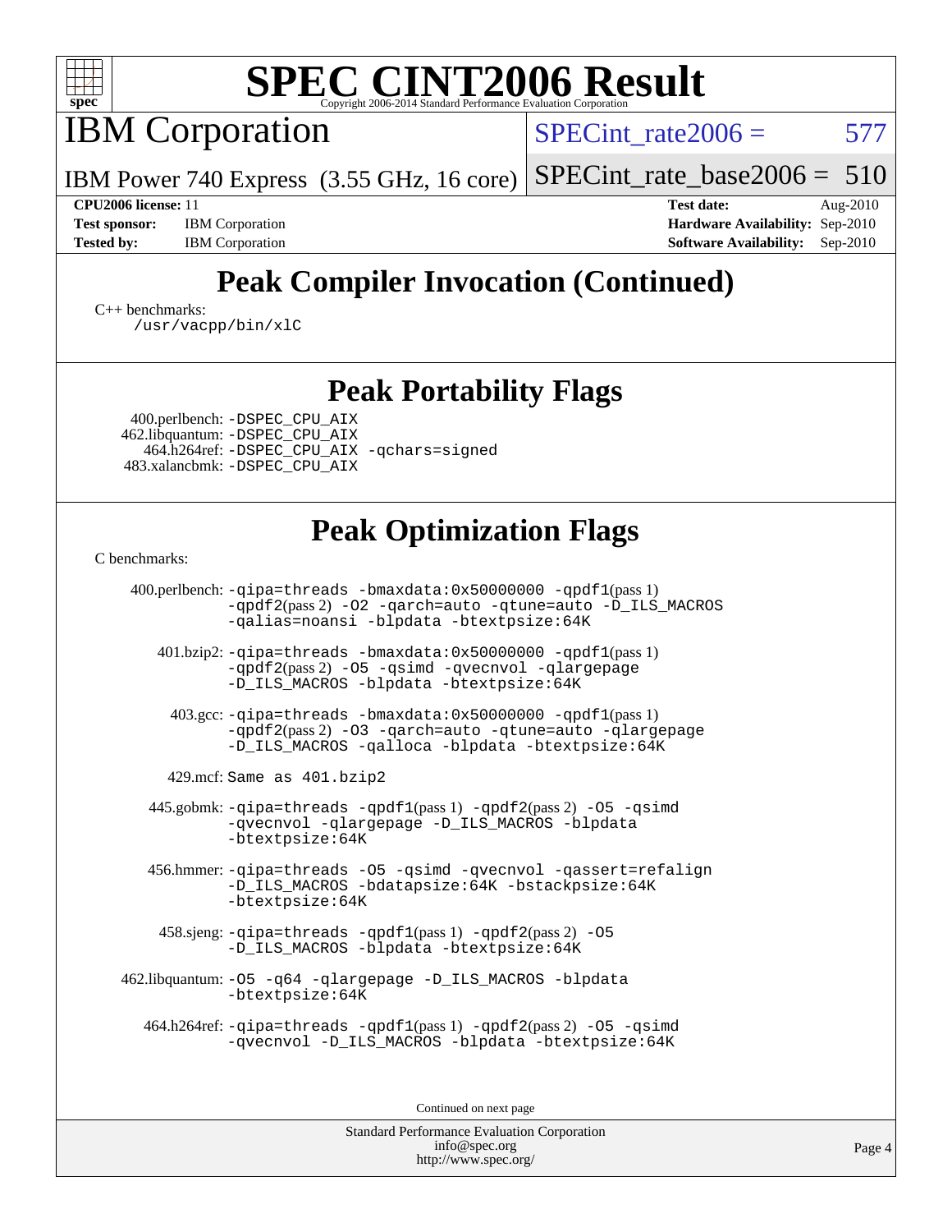# SPEC CINT2006 Result

## IBM Corporation

SPECint_rate2006 = 577

IBM Power 740 Express (3.55 GHz, 16 core)

SPECint_rate_base2006 = 510

**CPU2006 license:** 11
**Test sponsor:** IBM Corporation
**Tested by:** IBM Corporation

**Test date:** Aug-2010
**Hardware Availability:** Sep-2010
**Software Availability:** Sep-2010

## Peak Compiler Invocation (Continued)

C++ benchmarks:
`/usr/vacpp/bin/xlC`

## Peak Portability Flags

400.perlbench: `-DSPEC_CPU_AIX`
462.libquantum: `-DSPEC_CPU_AIX`
464.h264ref: `-DSPEC_CPU_AIX -qchars=signed`
483.xalancbmk: `-DSPEC_CPU_AIX`

## Peak Optimization Flags

C benchmarks:

400.perlbench: `-qipa=threads -bmaxdata:0x50000000 -qpdf1`(pass 1) `-qpdf2`(pass 2) `-O2 -qarch=auto -qtune=auto -D_ILS_MACROS -qalias=noansi -blpdata -btextpsize:64K`

401.bzip2: `-qipa=threads -bmaxdata:0x50000000 -qpdf1`(pass 1) `-qpdf2`(pass 2) `-O5 -qsimd -qvecnvol -qlargepage -D_ILS_MACROS -blpdata -btextpsize:64K`

403.gcc: `-qipa=threads -bmaxdata:0x50000000 -qpdf1`(pass 1) `-qpdf2`(pass 2) `-O3 -qarch=auto -qtune=auto -qlargepage -D_ILS_MACROS -qalloca -blpdata -btextpsize:64K`

429.mcf: Same as 401.bzip2

445.gobmk: `-qipa=threads -qpdf1`(pass 1) `-qpdf2`(pass 2) `-O5 -qsimd -qvecnvol -qlargepage -D_ILS_MACROS -blpdata -btextpsize:64K`

456.hmmer: `-qipa=threads -O5 -qsimd -qvecnvol -qassert=refalign -D_ILS_MACROS -bdatapsize:64K -bstackpsize:64K -btextpsize:64K`

458.sjeng: `-qipa=threads -qpdf1`(pass 1) `-qpdf2`(pass 2) `-O5 -D_ILS_MACROS -blpdata -btextpsize:64K`

462.libquantum: `-O5 -q64 -qlargepage -D_ILS_MACROS -blpdata -btextpsize:64K`

464.h264ref: `-qipa=threads -qpdf1`(pass 1) `-qpdf2`(pass 2) `-O5 -qsimd -qvecnvol -D_ILS_MACROS -blpdata -btextpsize:64K`

Continued on next page

Standard Performance Evaluation Corporation
info@spec.org
http://www.spec.org/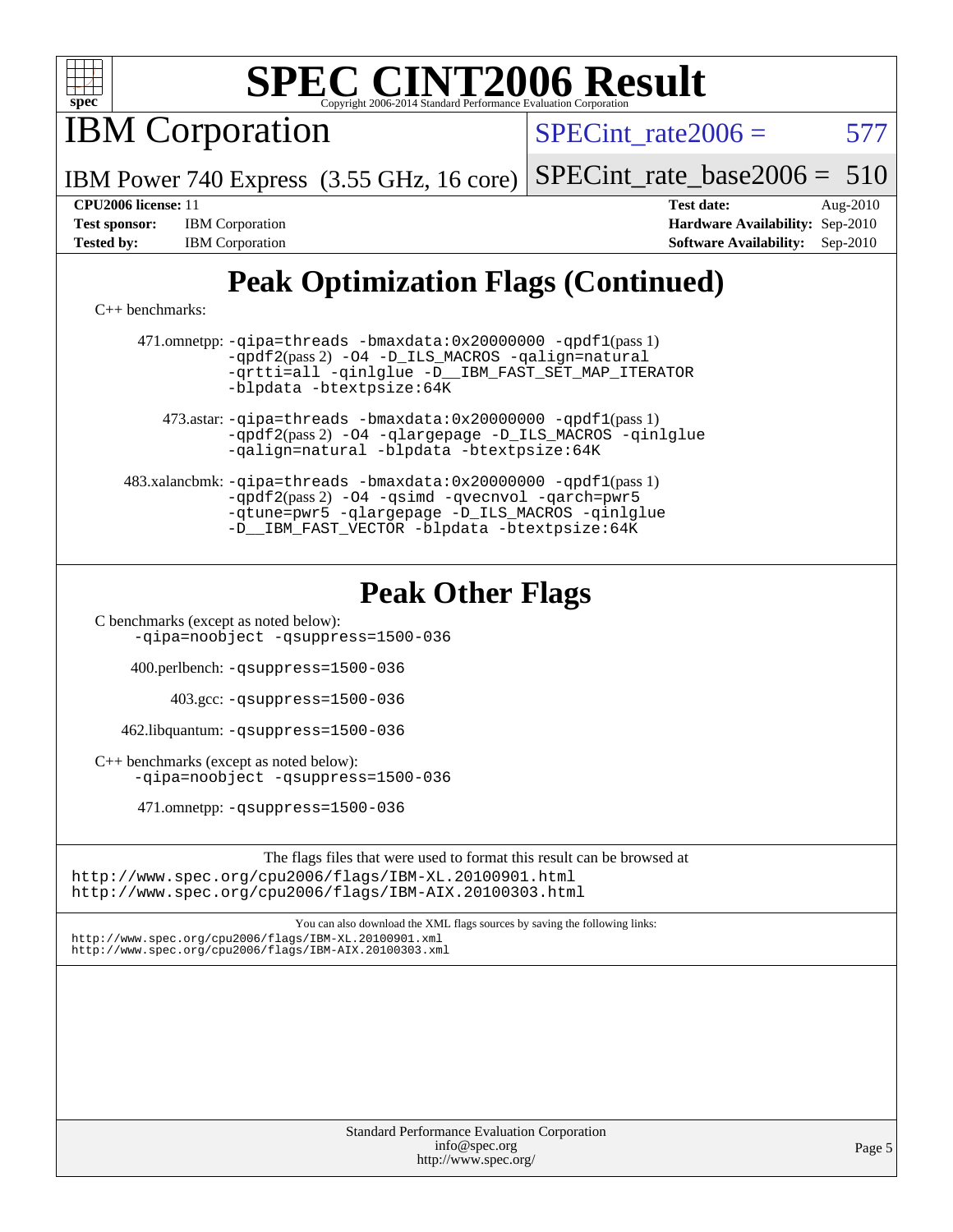# SPEC CINT2006 Result

Copyright 2006-2014 Standard Performance Evaluation Corporation

## IBM Corporation

IBM Power 740 Express (3.55 GHz, 16 core)

SPECint_rate2006 = 577

SPECint_rate_base2006 = 510

**CPU2006 license:** 11
**Test sponsor:** IBM Corporation
**Tested by:** IBM Corporation

**Test date:** Aug-2010
**Hardware Availability:** Sep-2010
**Software Availability:** Sep-2010

## Peak Optimization Flags (Continued)

C++ benchmarks:

471.omnetpp: `-qipa=threads -bmaxdata:0x20000000 -qpdf1`(pass 1) `-qpdf2`(pass 2) `-O4 -D_ILS_MACROS -qalign=natural -qrtti=all -qinlglue -D__IBM_FAST_SET_MAP_ITERATOR -blpdata -btextpsize:64K`

473.astar: `-qipa=threads -bmaxdata:0x20000000 -qpdf1`(pass 1) `-qpdf2`(pass 2) `-O4 -qlargepage -D_ILS_MACROS -qinlglue -qalign=natural -blpdata -btextpsize:64K`

483.xalancbmk: `-qipa=threads -bmaxdata:0x20000000 -qpdf1`(pass 1) `-qpdf2`(pass 2) `-O4 -qsimd -qvecnvol -qarch=pwr5 -qtune=pwr5 -qlargepage -D_ILS_MACROS -qinlglue -D__IBM_FAST_VECTOR -blpdata -btextpsize:64K`

## Peak Other Flags

C benchmarks (except as noted below):
`-qipa=noobject -qsuppress=1500-036`

400.perlbench: `-qsuppress=1500-036`

403.gcc: `-qsuppress=1500-036`

462.libquantum: `-qsuppress=1500-036`

C++ benchmarks (except as noted below):
`-qipa=noobject -qsuppress=1500-036`

471.omnetpp: `-qsuppress=1500-036`

The flags files that were used to format this result can be browsed at
http://www.spec.org/cpu2006/flags/IBM-XL.20100901.html
http://www.spec.org/cpu2006/flags/IBM-AIX.20100303.html

You can also download the XML flags sources by saving the following links:
http://www.spec.org/cpu2006/flags/IBM-XL.20100901.xml
http://www.spec.org/cpu2006/flags/IBM-AIX.20100303.xml

Standard Performance Evaluation Corporation
info@spec.org
http://www.spec.org/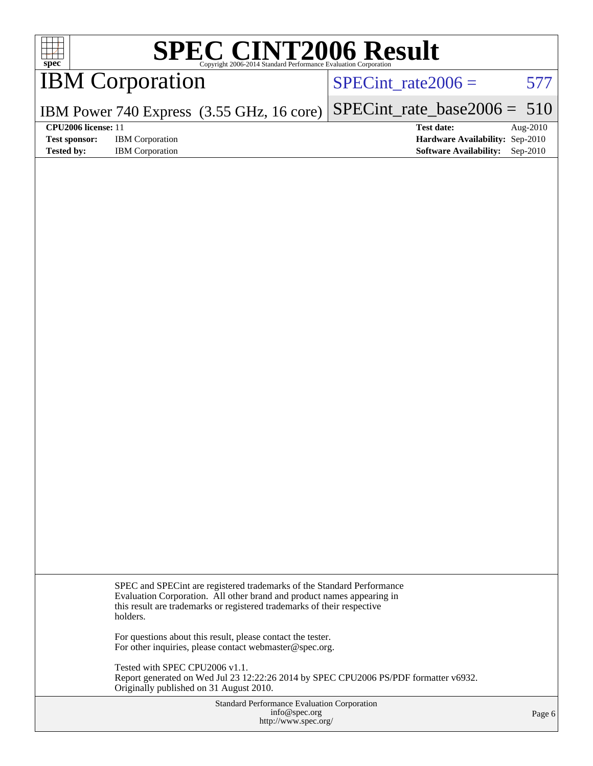# SPEC CINT2006 Result

Copyright 2006-2014 Standard Performance Evaluation Corporation

## IBM Corporation

IBM Power 740 Express (3.55 GHz, 16 core)

SPECint_rate2006 = 577

SPECint_rate_base2006 = 510

**CPU2006 license:** 11

**Test sponsor:** IBM Corporation

**Tested by:** IBM Corporation

**Test date:** Aug-2010

**Hardware Availability:** Sep-2010

**Software Availability:** Sep-2010

SPEC and SPECint are registered trademarks of the Standard Performance Evaluation Corporation. All other brand and product names appearing in this result are trademarks or registered trademarks of their respective holders.

For questions about this result, please contact the tester.
For other inquiries, please contact webmaster@spec.org.

Tested with SPEC CPU2006 v1.1.
Report generated on Wed Jul 23 12:22:26 2014 by SPEC CPU2006 PS/PDF formatter v6932.
Originally published on 31 August 2010.

Standard Performance Evaluation Corporation
info@spec.org
http://www.spec.org/